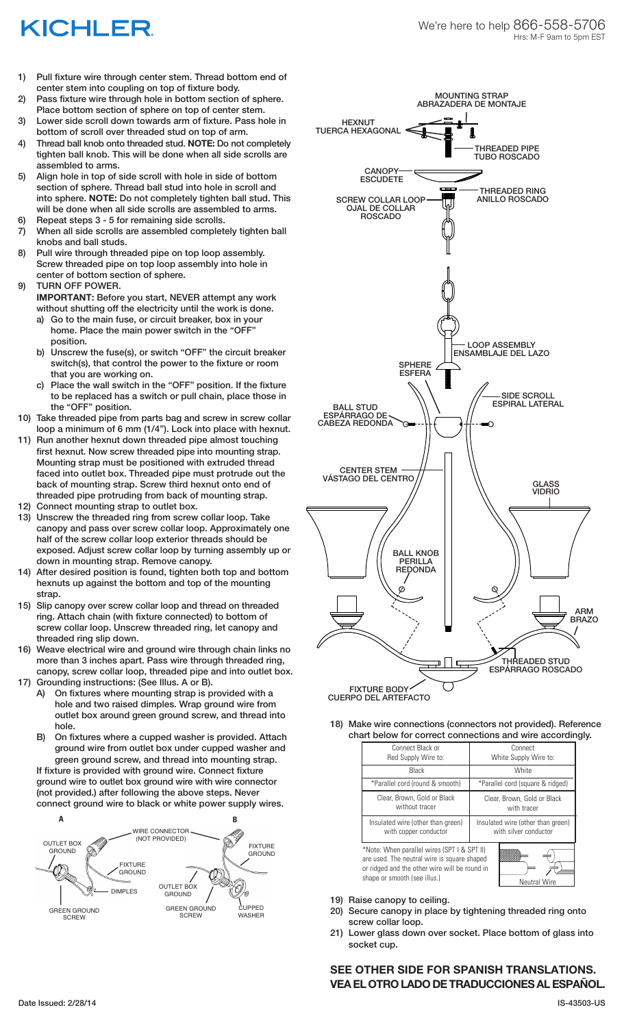# KICHLER

We're here to help 866-558-5706
Hrs: M-F 9am to 5pm EST

1) Pull fixture wire through center stem. Thread bottom end of center stem into coupling on top of fixture body.
2) Pass fixture wire through hole in bottom section of sphere. Place bottom section of sphere on top of center stem.
3) Lower side scroll down towards arm of fixture. Pass hole in bottom of scroll over threaded stud on top of arm.
4) Thread ball knob onto threaded stud. **NOTE:** Do not completely tighten ball knob. This will be done when all side scrolls are assembled to arms.
5) Align hole in top of side scroll with hole in side of bottom section of sphere. Thread ball stud into hole in scroll and into sphere. **NOTE:** Do not completely tighten ball stud. This will be done when all side scrolls are assembled to arms.
6) Repeat steps 3 - 5 for remaining side scrolls.
7) When all side scrolls are assembled completely tighten ball knobs and ball studs.
8) Pull wire through threaded pipe on top loop assembly. Screw threaded pipe on top loop assembly into hole in center of bottom section of sphere.
9) TURN OFF POWER.
   **IMPORTANT:** Before you start, NEVER attempt any work without shutting off the electricity until the work is done.
   a) Go to the main fuse, or circuit breaker, box in your home. Place the main power switch in the "OFF" position.
   b) Unscrew the fuse(s), or switch "OFF" the circuit breaker switch(s), that control the power to the fixture or room that you are working on.
   c) Place the wall switch in the "OFF" position. If the fixture to be replaced has a switch or pull chain, place those in the "OFF" position.
10) Take threaded pipe from parts bag and screw in screw collar loop a minimum of 6 mm (1/4"). Lock into place with hexnut.
11) Run another hexnut down threaded pipe almost touching first hexnut. Now screw threaded pipe into mounting strap. Mounting strap must be positioned with extruded thread faced into outlet box. Threaded pipe must protrude out the back of mounting strap. Screw third hexnut onto end of threaded pipe protruding from back of mounting strap.
12) Connect mounting strap to outlet box.
13) Unscrew the threaded ring from screw collar loop. Take canopy and pass over screw collar loop. Approximately one half of the screw collar loop exterior threads should be exposed. Adjust screw collar loop by turning assembly up or down in mounting strap. Remove canopy.
14) After desired position is found, tighten both top and bottom hexnuts up against the bottom and top of the mounting strap.
15) Slip canopy over screw collar loop and thread on threaded ring. Attach chain (with fixture connected) to bottom of screw collar loop. Unscrew threaded ring, let canopy and threaded ring slip down.
16) Weave electrical wire and ground wire through chain links no more than 3 inches apart. Pass wire through threaded ring, canopy, screw collar loop, threaded pipe and into outlet box.
17) Grounding instructions: (See Illus. A or B).
   A) On fixtures where mounting strap is provided with a hole and two raised dimples. Wrap ground wire from outlet box around green ground screw, and thread into hole.
   B) On fixtures where a cupped washer is provided. Attach ground wire from outlet box under cupped washer and green ground screw, and thread into mounting strap.

   If fixture is provided with ground wire. Connect fixture ground wire to outlet box ground wire with wire connector (not provided.) after following the above steps. Never connect ground wire to black or white power supply wires.

A: WIRE CONNECTOR (NOT PROVIDED), OUTLET BOX GROUND, FIXTURE GROUND, DIMPLES, GREEN GROUND SCREW

B: FIXTURE GROUND, OUTLET BOX GROUND, GREEN GROUND SCREW, CUPPED WASHER

MOUNTING STRAP / ABRAZADERA DE MONTAJE
HEXNUT / TUERCA HEXAGONAL
THREADED PIPE / TUBO ROSCADO
CANOPY / ESCUDETE
THREADED RING / ANILLO ROSCADO
SCREW COLLAR LOOP / OJAL DE COLLAR ROSCADO
LOOP ASSEMBLY / ENSAMBLAJE DEL LAZO
SPHERE / ESFERA
SIDE SCROLL / ESPIRAL LATERAL
BALL STUD / ESPÁRRAGO DE CABEZA REDONDA
CENTER STEM / VÁSTAGO DEL CENTRO
GLASS / VIDRIO
BALL KNOB / PERILLA REDONDA
ARM / BRAZO
THREADED STUD / ESPÁRRAGO ROSCADO
FIXTURE BODY / CUERPO DEL ARTEFACTO

18) Make wire connections (connectors not provided). Reference chart below for correct connections and wire accordingly.

| Connect Black or Red Supply Wire to: | Connect White Supply Wire to: |
|---|---|
| Black | White |
| *Parallel cord (round & smooth) | *Parallel cord (square & ridged) |
| Clear, Brown, Gold or Black without tracer | Clear, Brown, Gold or Black with tracer |
| Insulated wire (other than green) with copper conductor | Insulated wire (other than green) with silver conductor |

*Note: When parallel wires (SPT I & SPT II) are used. The neutral wire is square shaped or ridged and the other wire will be round in shape or smooth (see illus.)

Neutral Wire

19) Raise canopy to ceiling.
20) Secure canopy in place by tightening threaded ring onto screw collar loop.
21) Lower glass down over socket. Place bottom of glass into socket cup.

**SEE OTHER SIDE FOR SPANISH TRANSLATIONS.**
**VEA EL OTRO LADO DE TRADUCCIONES AL ESPAÑOL.**

Date Issued: 2/28/14

IS-43503-US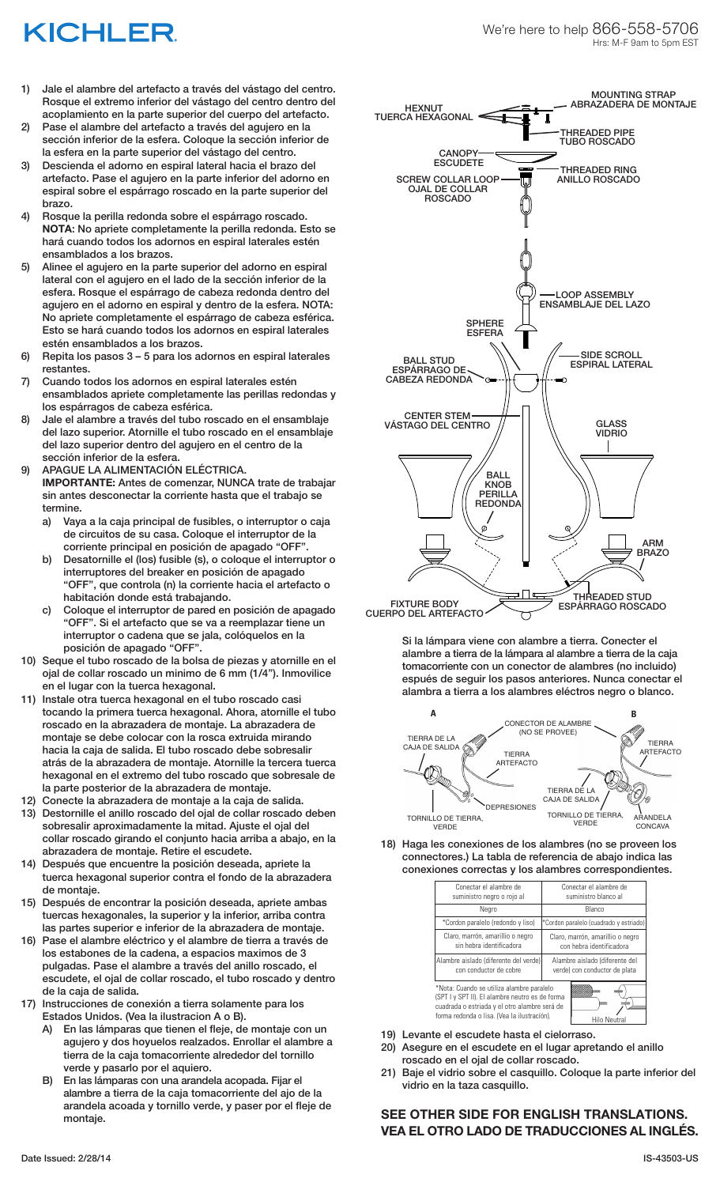# KICHLER

We're here to help 866-558-5706
Hrs: M-F 9am to 5pm EST

1) Jale el alambre del artefacto a través del vástago del centro. Rosque el extremo inferior del vástago del centro dentro del acoplamiento en la parte superior del cuerpo del artefacto.
2) Pase el alambre del artefacto a través del agujero en la sección inferior de la esfera. Coloque la sección inferior de la esfera en la parte superior del vástago del centro.
3) Descienda el adorno en espiral lateral hacia el brazo del artefacto. Pase el agujero en la parte inferior del adorno en espiral sobre el espárrago roscado en la parte superior del brazo.
4) Rosque la perilla redonda sobre el espárrago roscado. **NOTA:** No apriete completamente la perilla redonda. Esto se hará cuando todos los adornos en espiral laterales estén ensamblados a los brazos.
5) Alinee el agujero en la parte superior del adorno en espiral lateral con el agujero en el lado de la sección inferior de la esfera. Rosque el espárrago de cabeza redonda dentro del agujero en el adorno en espiral y dentro de la esfera. NOTA: No apriete completamente el espárrago de cabeza esférica. Esto se hará cuando todos los adornos en espiral laterales estén ensamblados a los brazos.
6) Repita los pasos 3 – 5 para los adornos en espiral laterales restantes.
7) Cuando todos los adornos en espiral laterales estén ensamblados apriete completamente las perillas redondas y los espárragos de cabeza esférica.
8) Jale el alambre a través del tubo roscado en el ensamblaje del lazo superior. Atornille el tubo roscado en el ensamblaje del lazo superior dentro del agujero en el centro de la sección inferior de la esfera.
9) APAGUE LA ALIMENTACIÓN ELÉCTRICA.
   **IMPORTANTE:** Antes de comenzar, NUNCA trate de trabajar sin antes desconectar la corriente hasta que el trabajo se termine.
   a) Vaya a la caja principal de fusibles, o interruptor o caja de circuitos de su casa. Coloque el interruptor de la corriente principal en posición de apagado "OFF".
   b) Desatornille el (los) fusible (s), o coloque el interruptor o interruptores del breaker en posición de apagado "OFF", que controla (n) la corriente hacia el artefacto o habitación donde está trabajando.
   c) Coloque el interruptor de pared en posición de apagado "OFF". Si el artefacto que se va a reemplazar tiene un interruptor o cadena que se jala, colóquelos en la posición de apagado "OFF".
10) Seque el tubo roscado de la bolsa de piezas y atornille en el ojal de collar roscado un minimo de 6 mm (1/4"). Inmovilice en el lugar con la tuerca hexagonal.
11) Instale otra tuerca hexagonal en el tubo roscado casi tocando la primera tuerca hexagonal. Ahora, atornille el tubo roscado en la abrazadera de montaje. La abrazadera de montaje se debe colocar con la rosca extruida mirando hacia la caja de salida. El tubo roscado debe sobresalir atrás de la abrazadera de montaje. Atornille la tercera tuerca hexagonal en el extremo del tubo roscado que sobresale de la parte posterior de la abrazadera de montaje.
12) Conecte la abrazadera de montaje a la caja de salida.
13) Destornille el anillo roscado del ojal de collar roscado deben sobresalir aproximadamente la mitad. Ajuste el ojal del collar roscado girando el conjunto hacia arriba a abajo, en la abrazadera de montaje. Retire el escudete.
14) Después que encuentre la posición deseada, apriete la tuerca hexagonal superior contra el fondo de la abrazadera de montaje.
15) Después de encontrar la posición deseada, apriete ambas tuercas hexagonales, la superior y la inferior, arriba contra las partes superior e inferior de la abrazadera de montaje.
16) Pase el alambre eléctrico y el alambre de tierra a través de los estabones de la cadena, a espacios maximos de 3 pulgadas. Pase el alambre a través del anillo roscado, el escudete, el ojal de collar roscado, el tubo roscado y dentro de la caja de salida.
17) Instrucciones de conexión a tierra solamente para los Estados Unidos. (Vea la ilustracion A o B).
   A) En las lámparas que tienen el fleje, de montaje con un agujero y dos hoyuelos realzados. Enrollar el alambre a tierra de la caja tomacorriente alrededor del tornillo verde y pasarlo por el aquiero.
   B) En las lámparas con una arandela acopada. Fijar el alambre a tierra de la caja tomacorriente del ajo de la arandela acoada y tornillo verde, y paser por el fleje de montaje.

MOUNTING STRAP
ABRAZADERA DE MONTAJE
HEXNUT
TUERCA HEXAGONAL
THREADED PIPE
TUBO ROSCADO
CANOPY
ESCUDETE
THREADED RING
ANILLO ROSCADO
SCREW COLLAR LOOP
OJAL DE COLLAR ROSCADO
LOOP ASSEMBLY
ENSAMBLAJE DEL LAZO
SPHERE
ESFERA
SIDE SCROLL
ESPIRAL LATERAL
BALL STUD
ESPÁRRAGO DE CABEZA REDONDA
CENTER STEM
VÁSTAGO DEL CENTRO
GLASS
VIDRIO
BALL KNOB
PERILLA REDONDA
ARM
BRAZO
FIXTURE BODY
CUERPO DEL ARTEFACTO
THREADED STUD
ESPÁRRAGO ROSCADO

Si la lámpara viene con alambre a tierra. Conecter el alambre a tierra de la lámpara al alambre a tierra de la caja tomacorriente con un conector de alambres (no incluido) espués de seguir los pasos anteriores. Nunca conectar el alambra a tierra a los alambres eléctros negro o blanco.

A
B
CONECTOR DE ALAMBRE (NO SE PROVEE)
TIERRA DE LA CAJA DE SALIDA
TIERRA ARTEFACTO
TIERRA ARTEFACTO
TIERRA DE LA CAJA DE SALIDA
DEPRESIONES
TORNILLO DE TIERRA, VERDE
TORNILLO DE TIERRA, VERDE
ARANDELA CONCAVA

18) Haga las conexiones de los alambres (no se proveen los connectores.) La tabla de referencia de abajo indica las conexiones correctas y los alambres correspondientes.

| Conectar el alambre de suministro negro o rojo al | Conectar el alambre de suministro blanco al |
|---|---|
| Negro | Blanco |
| *Cordon paralelo (redondo y liso) | *Cordon paralelo (cuadrado y estriado) |
| Claro, marrón, amarillio o negro sin hebra identificadora | Claro, marrón, amarillio o negro con hebra identificadora |
| Alambre aislado (diferente del verde) con conductor de cobre | Alambre aislado (diferente del verde) con conductor de plata |

*Nota: Cuando se utiliza alambre paralelo (SPT I y SPT II). El alambre neutro es de forma cuadrada o estriada y el otro alambre será de forma redonda o lisa. (Vea la ilustración).

Hilo Neutral

19) Levante el escudete hasta el cielorraso.
20) Asegure en el escudete en el lugar apretando el anillo roscado en el ojal de collar roscado.
21) Baje el vidrio sobre el casquillo. Coloque la parte inferior del vidrio en la taza casquillo.

**SEE OTHER SIDE FOR ENGLISH TRANSLATIONS.**
**VEA EL OTRO LADO DE TRADUCCIONES AL INGLÉS.**

Date Issued: 2/28/14

IS-43503-US